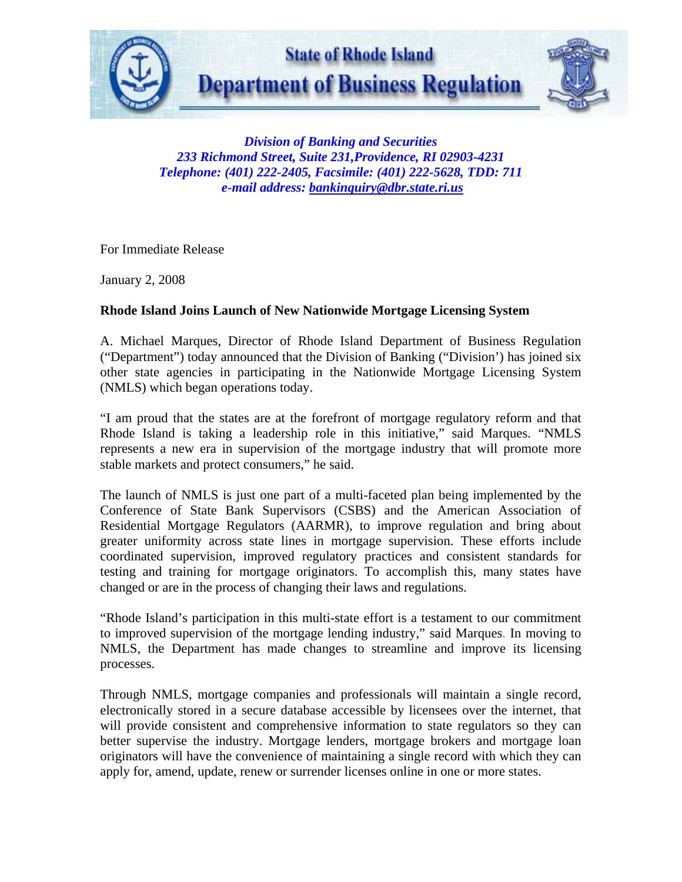State of Rhode Island
# Department of Business Regulation

***Division of Banking and Securities***
***233 Richmond Street, Suite 231,Providence, RI 02903-4231***
***Telephone: (401) 222-2405, Facsimile: (401) 222-5628, TDD: 711***
***e-mail address: bankinquiry@dbr.state.ri.us***

For Immediate Release

January 2, 2008

**Rhode Island Joins Launch of New Nationwide Mortgage Licensing System**

A. Michael Marques, Director of Rhode Island Department of Business Regulation ("Department") today announced that the Division of Banking ("Division') has joined six other state agencies in participating in the Nationwide Mortgage Licensing System (NMLS) which began operations today.

"I am proud that the states are at the forefront of mortgage regulatory reform and that Rhode Island is taking a leadership role in this initiative," said Marques. "NMLS represents a new era in supervision of the mortgage industry that will promote more stable markets and protect consumers," he said.

The launch of NMLS is just one part of a multi-faceted plan being implemented by the Conference of State Bank Supervisors (CSBS) and the American Association of Residential Mortgage Regulators (AARMR), to improve regulation and bring about greater uniformity across state lines in mortgage supervision. These efforts include coordinated supervision, improved regulatory practices and consistent standards for testing and training for mortgage originators. To accomplish this, many states have changed or are in the process of changing their laws and regulations.

"Rhode Island's participation in this multi-state effort is a testament to our commitment to improved supervision of the mortgage lending industry," said Marques. In moving to NMLS, the Department has made changes to streamline and improve its licensing processes.

Through NMLS, mortgage companies and professionals will maintain a single record, electronically stored in a secure database accessible by licensees over the internet, that will provide consistent and comprehensive information to state regulators so they can better supervise the industry. Mortgage lenders, mortgage brokers and mortgage loan originators will have the convenience of maintaining a single record with which they can apply for, amend, update, renew or surrender licenses online in one or more states.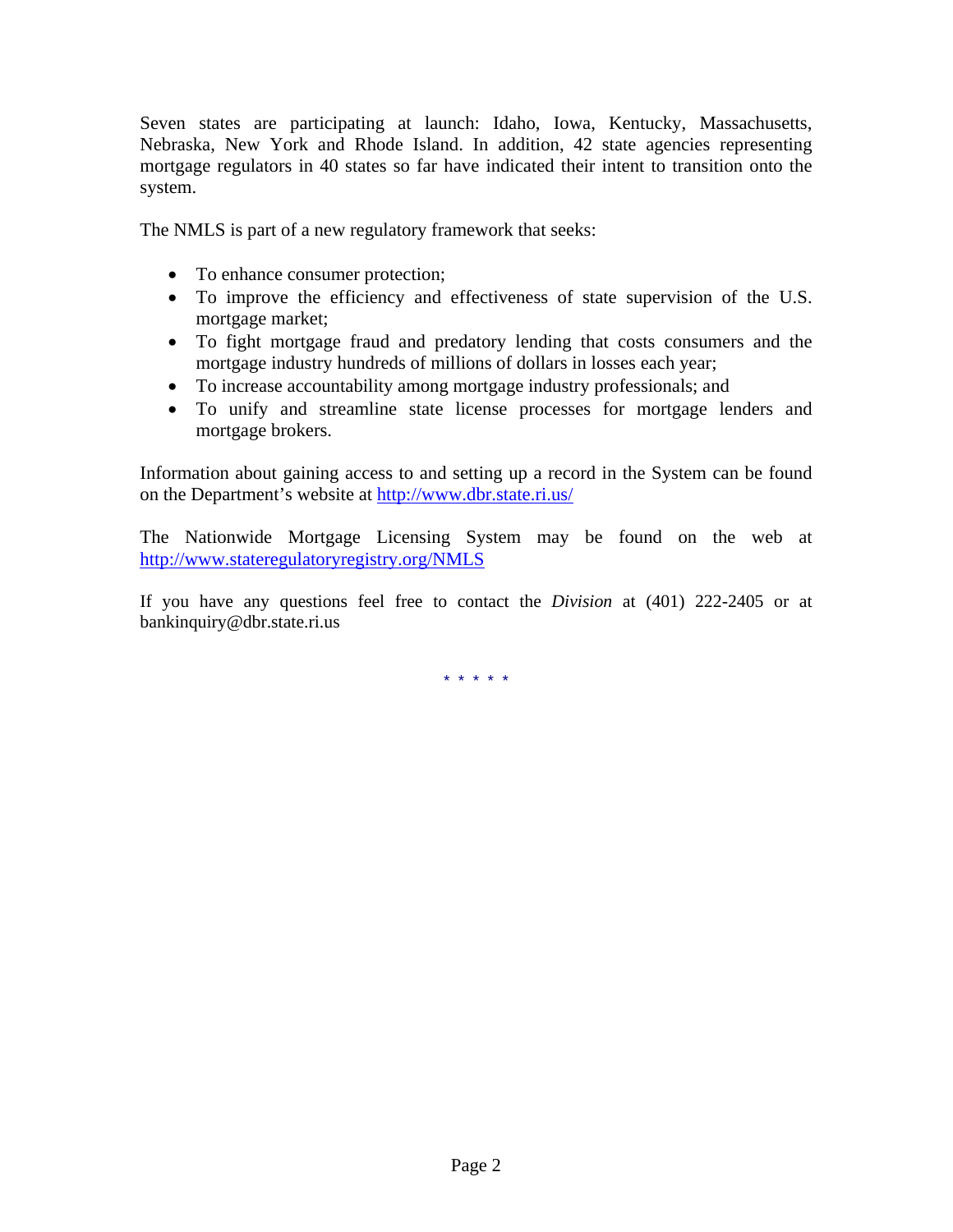Seven states are participating at launch: Idaho, Iowa, Kentucky, Massachusetts, Nebraska, New York and Rhode Island. In addition, 42 state agencies representing mortgage regulators in 40 states so far have indicated their intent to transition onto the system.

The NMLS is part of a new regulatory framework that seeks:

- To enhance consumer protection;
- To improve the efficiency and effectiveness of state supervision of the U.S. mortgage market;
- To fight mortgage fraud and predatory lending that costs consumers and the mortgage industry hundreds of millions of dollars in losses each year;
- To increase accountability among mortgage industry professionals; and
- To unify and streamline state license processes for mortgage lenders and mortgage brokers.

Information about gaining access to and setting up a record in the System can be found on the Department's website at [http://www.dbr.state.ri.us/](http://www.dbr.state.ri.us/)

The Nationwide Mortgage Licensing System may be found on the web at [http://www.stateregulatoryregistry.org/NMLS](http://www.stateregulatoryregistry.org/NMLS)

If you have any questions feel free to contact the *Division* at (401) 222-2405 or at bankinquiry@dbr.state.ri.us

\* \* \* \* \*